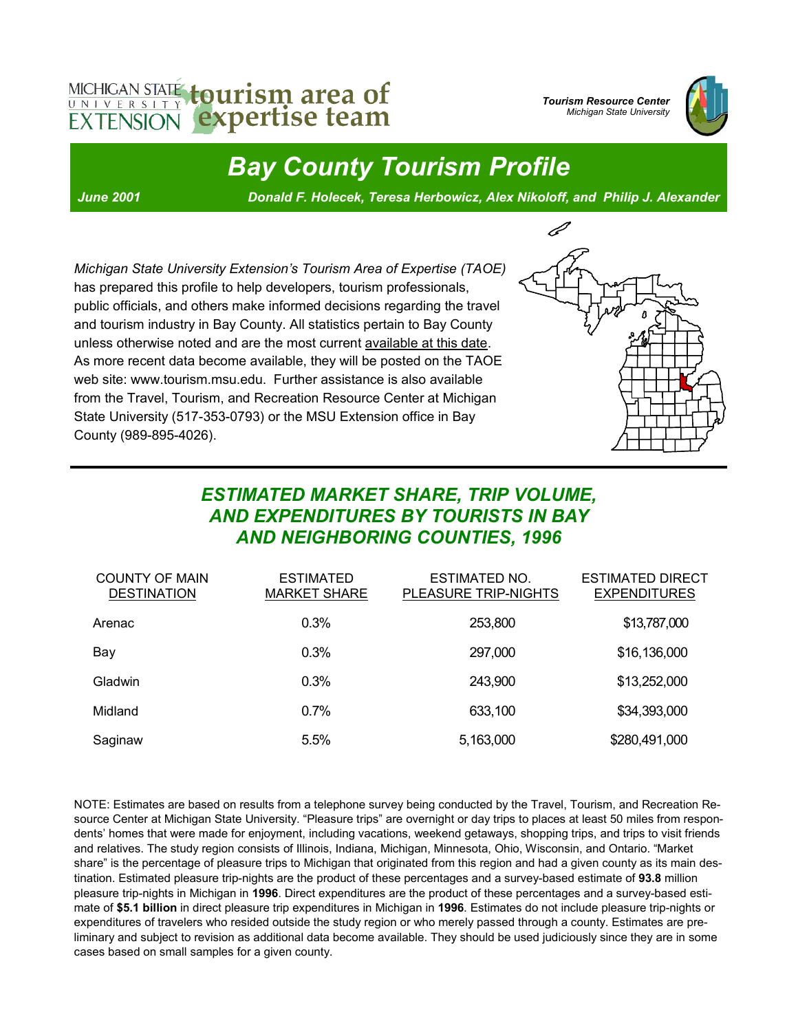MICHIGAN STATE UNIVERSITY EXTENSION **tourism area of expertise team**

*Tourism Resource Center*
*Michigan State University*

# *Bay County Tourism Profile*

***June 2001*** ***Donald F. Holecek, Teresa Herbowicz, Alex Nikoloff, and Philip J. Alexander***

*Michigan State University Extension's Tourism Area of Expertise (TAOE)* has prepared this profile to help developers, tourism professionals, public officials, and others make informed decisions regarding the travel and tourism industry in Bay County. All statistics pertain to Bay County unless otherwise noted and are the most current available at this date. As more recent data become available, they will be posted on the TAOE web site: www.tourism.msu.edu. Further assistance is also available from the Travel, Tourism, and Recreation Resource Center at Michigan State University (517-353-0793) or the MSU Extension office in Bay County (989-895-4026).

## *ESTIMATED MARKET SHARE, TRIP VOLUME, AND EXPENDITURES BY TOURISTS IN BAY AND NEIGHBORING COUNTIES, 1996*

| COUNTY OF MAIN DESTINATION | ESTIMATED MARKET SHARE | ESTIMATED NO. PLEASURE TRIP-NIGHTS | ESTIMATED DIRECT EXPENDITURES |
|---|---|---|---|
| Arenac | 0.3% | 253,800 | $13,787,000 |
| Bay | 0.3% | 297,000 | $16,136,000 |
| Gladwin | 0.3% | 243,900 | $13,252,000 |
| Midland | 0.7% | 633,100 | $34,393,000 |
| Saginaw | 5.5% | 5,163,000 | $280,491,000 |

NOTE: Estimates are based on results from a telephone survey being conducted by the Travel, Tourism, and Recreation Resource Center at Michigan State University. "Pleasure trips" are overnight or day trips to places at least 50 miles from respondents' homes that were made for enjoyment, including vacations, weekend getaways, shopping trips, and trips to visit friends and relatives. The study region consists of Illinois, Indiana, Michigan, Minnesota, Ohio, Wisconsin, and Ontario. "Market share" is the percentage of pleasure trips to Michigan that originated from this region and had a given county as its main destination. Estimated pleasure trip-nights are the product of these percentages and a survey-based estimate of **93.8** million pleasure trip-nights in Michigan in **1996**. Direct expenditures are the product of these percentages and a survey-based estimate of **$5.1 billion** in direct pleasure trip expenditures in Michigan in **1996**. Estimates do not include pleasure trip-nights or expenditures of travelers who resided outside the study region or who merely passed through a county. Estimates are preliminary and subject to revision as additional data become available. They should be used judiciously since they are in some cases based on small samples for a given county.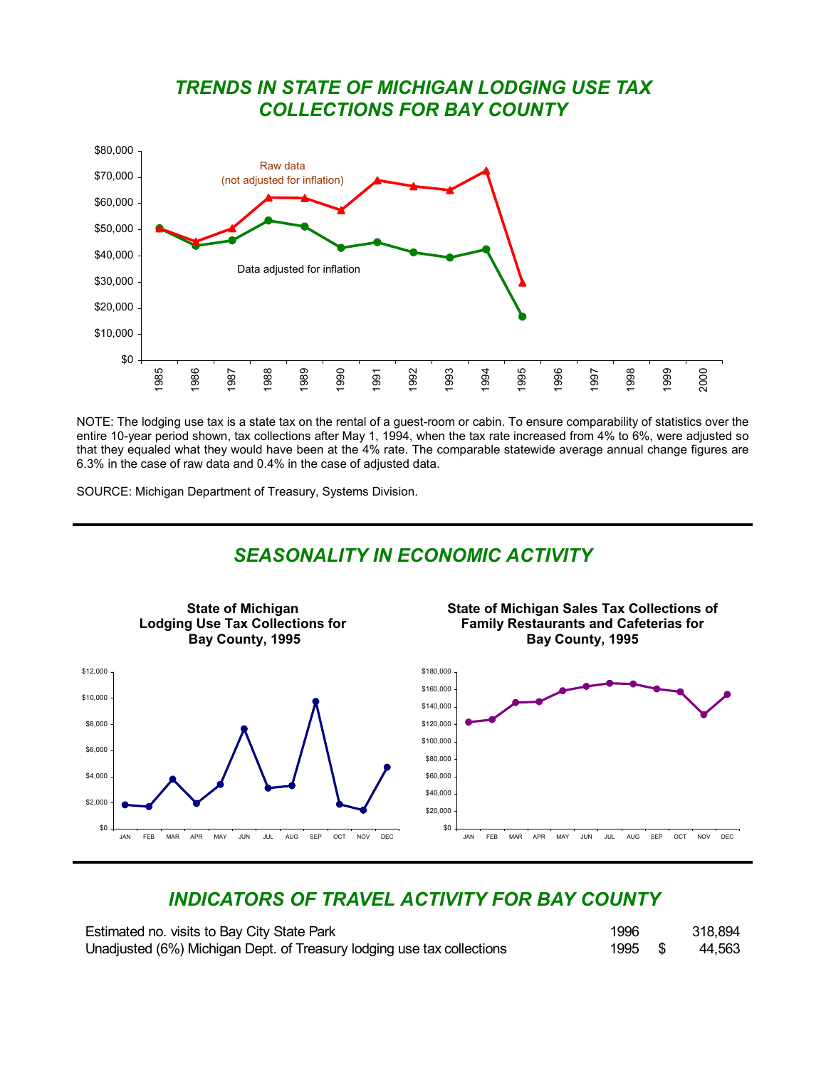# TRENDS IN STATE OF MICHIGAN LODGING USE TAX COLLECTIONS FOR BAY COUNTY

NOTE: The lodging use tax is a state tax on the rental of a guest-room or cabin. To ensure comparability of statistics over the entire 10-year period shown, tax collections after May 1, 1994, when the tax rate increased from 4% to 6%, were adjusted so that they equaled what they would have been at the 4% rate. The comparable statewide average annual change figures are 6.3% in the case of raw data and 0.4% in the case of adjusted data.

SOURCE: Michigan Department of Treasury, Systems Division.

# SEASONALITY IN ECONOMIC ACTIVITY

**State of Michigan Lodging Use Tax Collections for Bay County, 1995**

**State of Michigan Sales Tax Collections of Family Restaurants and Cafeterias for Bay County, 1995**

# INDICATORS OF TRAVEL ACTIVITY FOR BAY COUNTY

| | | | |
|---|---|---|---|
| Estimated no. visits to Bay City State Park | 1996 | | 318,894 |
| Unadjusted (6%) Michigan Dept. of Treasury lodging use tax collections | 1995 | $ | 44,563 |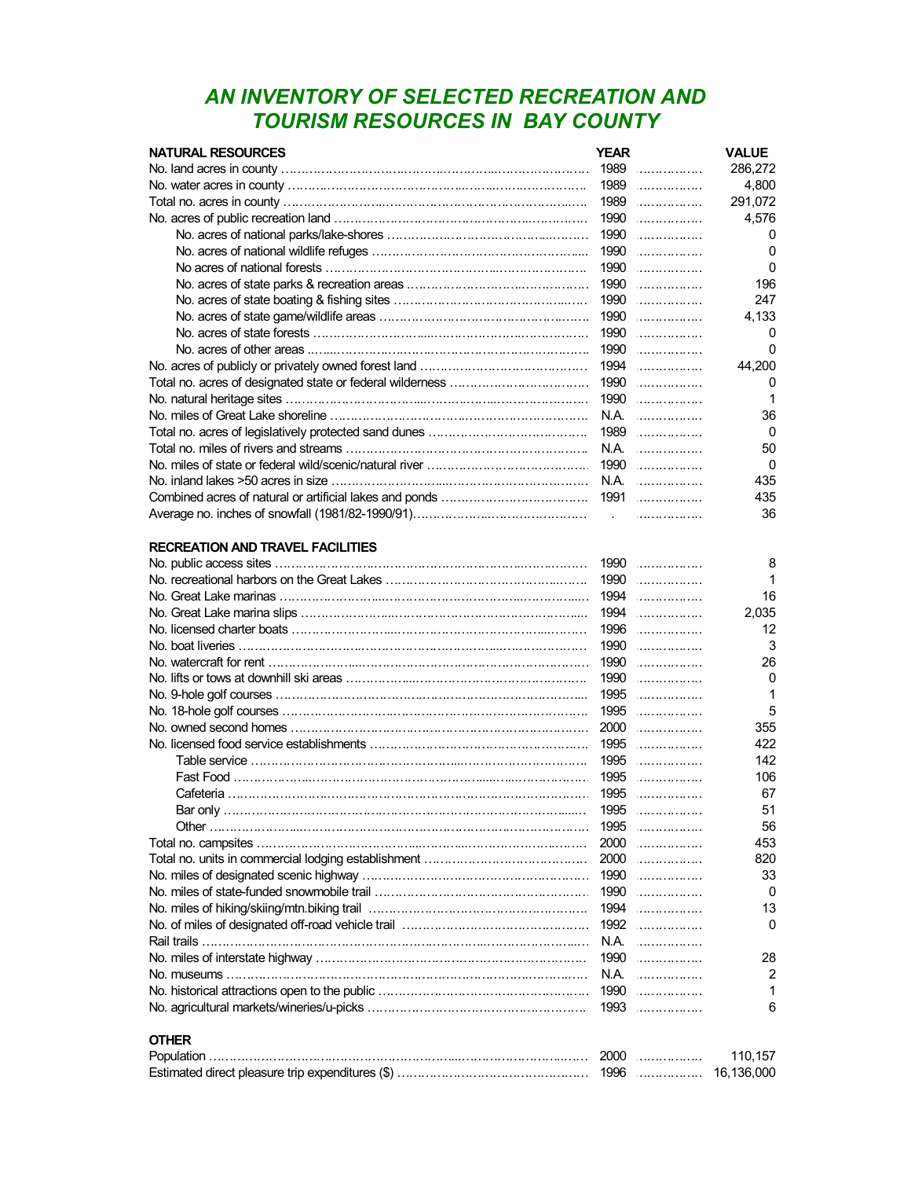# AN INVENTORY OF SELECTED RECREATION AND TOURISM RESOURCES IN BAY COUNTY

| NATURAL RESOURCES | YEAR | VALUE |
|---|---|---|
| No. land acres in county | 1989 | 286,272 |
| No. water acres in county | 1989 | 4,800 |
| Total no. acres in county | 1989 | 291,072 |
| No. acres of public recreation land | 1990 | 4,576 |
| No. acres of national parks/lake-shores | 1990 | 0 |
| No. acres of national wildlife refuges | 1990 | 0 |
| No acres of national forests | 1990 | 0 |
| No. acres of state parks & recreation areas | 1990 | 196 |
| No. acres of state boating & fishing sites | 1990 | 247 |
| No. acres of state game/wildlife areas | 1990 | 4,133 |
| No. acres of state forests | 1990 | 0 |
| No. acres of other areas | 1990 | 0 |
| No. acres of publicly or privately owned forest land | 1994 | 44,200 |
| Total no. acres of designated state or federal wilderness | 1990 | 0 |
| No. natural heritage sites | 1990 | 1 |
| No. miles of Great Lake shoreline | N.A. | 36 |
| Total no. acres of legislatively protected sand dunes | 1989 | 0 |
| Total no. miles of rivers and streams | N.A. | 50 |
| No. miles of state or federal wild/scenic/natural river | 1990 | 0 |
| No. inland lakes >50 acres in size | N.A. | 435 |
| Combined acres of natural or artificial lakes and ponds | 1991 | 435 |
| Average no. inches of snowfall (1981/82-1990/91) | . | 36 |

| RECREATION AND TRAVEL FACILITIES | YEAR | VALUE |
|---|---|---|
| No. public access sites | 1990 | 8 |
| No. recreational harbors on the Great Lakes | 1990 | 1 |
| No. Great Lake marinas | 1994 | 16 |
| No. Great Lake marina slips | 1994 | 2,035 |
| No. licensed charter boats | 1996 | 12 |
| No. boat liveries | 1990 | 3 |
| No. watercraft for rent | 1990 | 26 |
| No. lifts or tows at downhill ski areas | 1990 | 0 |
| No. 9-hole golf courses | 1995 | 1 |
| No. 18-hole golf courses | 1995 | 5 |
| No. owned second homes | 2000 | 355 |
| No. licensed food service establishments | 1995 | 422 |
| Table service | 1995 | 142 |
| Fast Food | 1995 | 106 |
| Cafeteria | 1995 | 67 |
| Bar only | 1995 | 51 |
| Other | 1995 | 56 |
| Total no. campsites | 2000 | 453 |
| Total no. units in commercial lodging establishment | 2000 | 820 |
| No. miles of designated scenic highway | 1990 | 33 |
| No. miles of state-funded snowmobile trail | 1990 | 0 |
| No. miles of hiking/skiing/mtn.biking trail | 1994 | 13 |
| No. of miles of designated off-road vehicle trail | 1992 | 0 |
| Rail trails | N.A. | |
| No. miles of interstate highway | 1990 | 28 |
| No. museums | N.A. | 2 |
| No. historical attractions open to the public | 1990 | 1 |
| No. agricultural markets/wineries/u-picks | 1993 | 6 |

| OTHER | YEAR | VALUE |
|---|---|---|
| Population | 2000 | 110,157 |
| Estimated direct pleasure trip expenditures ($) | 1996 | 16,136,000 |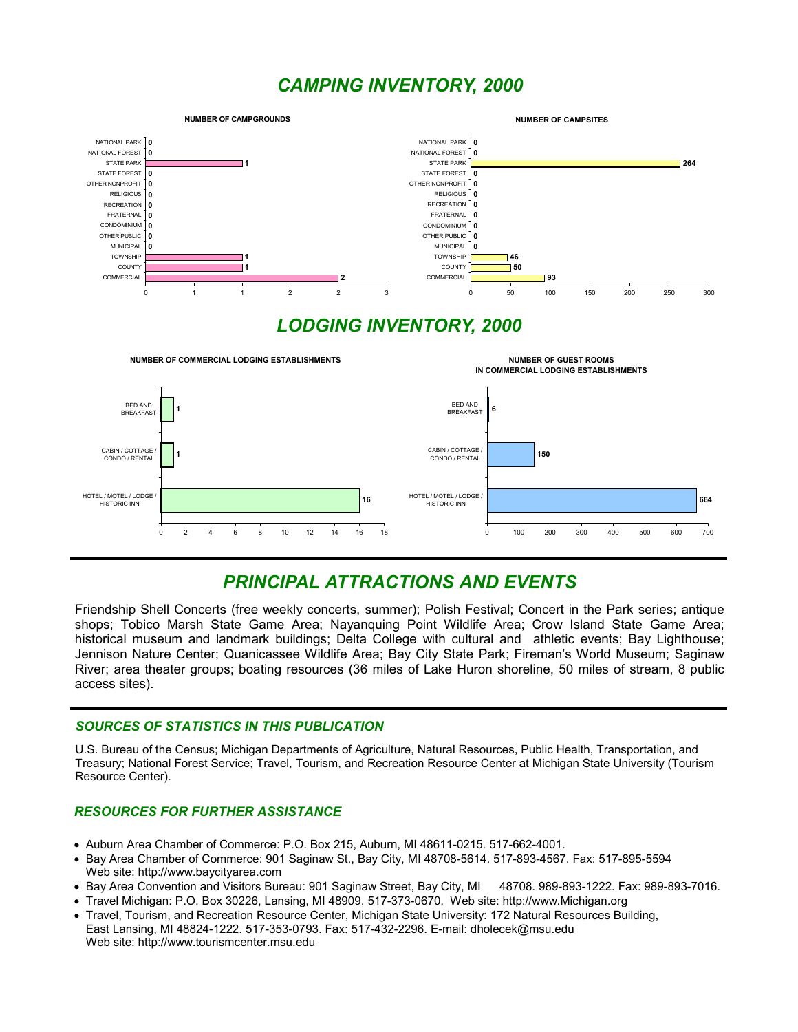# CAMPING INVENTORY, 2000

NUMBER OF CAMPGROUNDS

NATIONAL PARK 0
NATIONAL FOREST 0
STATE PARK 1
STATE FOREST 0
OTHER NONPROFIT 0
RELIGIOUS 0
RECREATION 0
FRATERNAL 0
CONDOMINIUM 0
OTHER PUBLIC 0
MUNICIPAL 0
TOWNSHIP 1
COUNTY 1
COMMERCIAL 2

0 1 1 2 2 3

NUMBER OF CAMPSITES

NATIONAL PARK 0
NATIONAL FOREST 0
STATE PARK 264
STATE FOREST 0
OTHER NONPROFIT 0
RELIGIOUS 0
RECREATION 0
FRATERNAL 0
CONDOMINIUM 0
OTHER PUBLIC 0
MUNICIPAL 0
TOWNSHIP 46
COUNTY 50
COMMERCIAL 93

0 50 100 150 200 250 300

# LODGING INVENTORY, 2000

NUMBER OF COMMERCIAL LODGING ESTABLISHMENTS

BED AND BREAKFAST 1
CABIN / COTTAGE / CONDO / RENTAL 1
HOTEL / MOTEL / LODGE / HISTORIC INN 16

0 2 4 6 8 10 12 14 16 18

NUMBER OF GUEST ROOMS IN COMMERCIAL LODGING ESTABLISHMENTS

BED AND BREAKFAST 6
CABIN / COTTAGE / CONDO / RENTAL 150
HOTEL / MOTEL / LODGE / HISTORIC INN 664

0 100 200 300 400 500 600 700

# PRINCIPAL ATTRACTIONS AND EVENTS

Friendship Shell Concerts (free weekly concerts, summer); Polish Festival; Concert in the Park series; antique shops; Tobico Marsh State Game Area; Nayanquing Point Wildlife Area; Crow Island State Game Area; historical museum and landmark buildings; Delta College with cultural and athletic events; Bay Lighthouse; Jennison Nature Center; Quanicassee Wildlife Area; Bay City State Park; Fireman's World Museum; Saginaw River; area theater groups; boating resources (36 miles of Lake Huron shoreline, 50 miles of stream, 8 public access sites).

### SOURCES OF STATISTICS IN THIS PUBLICATION

U.S. Bureau of the Census; Michigan Departments of Agriculture, Natural Resources, Public Health, Transportation, and Treasury; National Forest Service; Travel, Tourism, and Recreation Resource Center at Michigan State University (Tourism Resource Center).

### RESOURCES FOR FURTHER ASSISTANCE

- Auburn Area Chamber of Commerce: P.O. Box 215, Auburn, MI 48611-0215. 517-662-4001.
- Bay Area Chamber of Commerce: 901 Saginaw St., Bay City, MI 48708-5614. 517-893-4567. Fax: 517-895-5594
  Web site: http://www.baycityarea.com
- Bay Area Convention and Visitors Bureau: 901 Saginaw Street, Bay City, MI 48708. 989-893-1222. Fax: 989-893-7016.
- Travel Michigan: P.O. Box 30226, Lansing, MI 48909. 517-373-0670. Web site: http://www.Michigan.org
- Travel, Tourism, and Recreation Resource Center, Michigan State University: 172 Natural Resources Building, East Lansing, MI 48824-1222. 517-353-0793. Fax: 517-432-2296. E-mail: dholecek@msu.edu
  Web site: http://www.tourismcenter.msu.edu